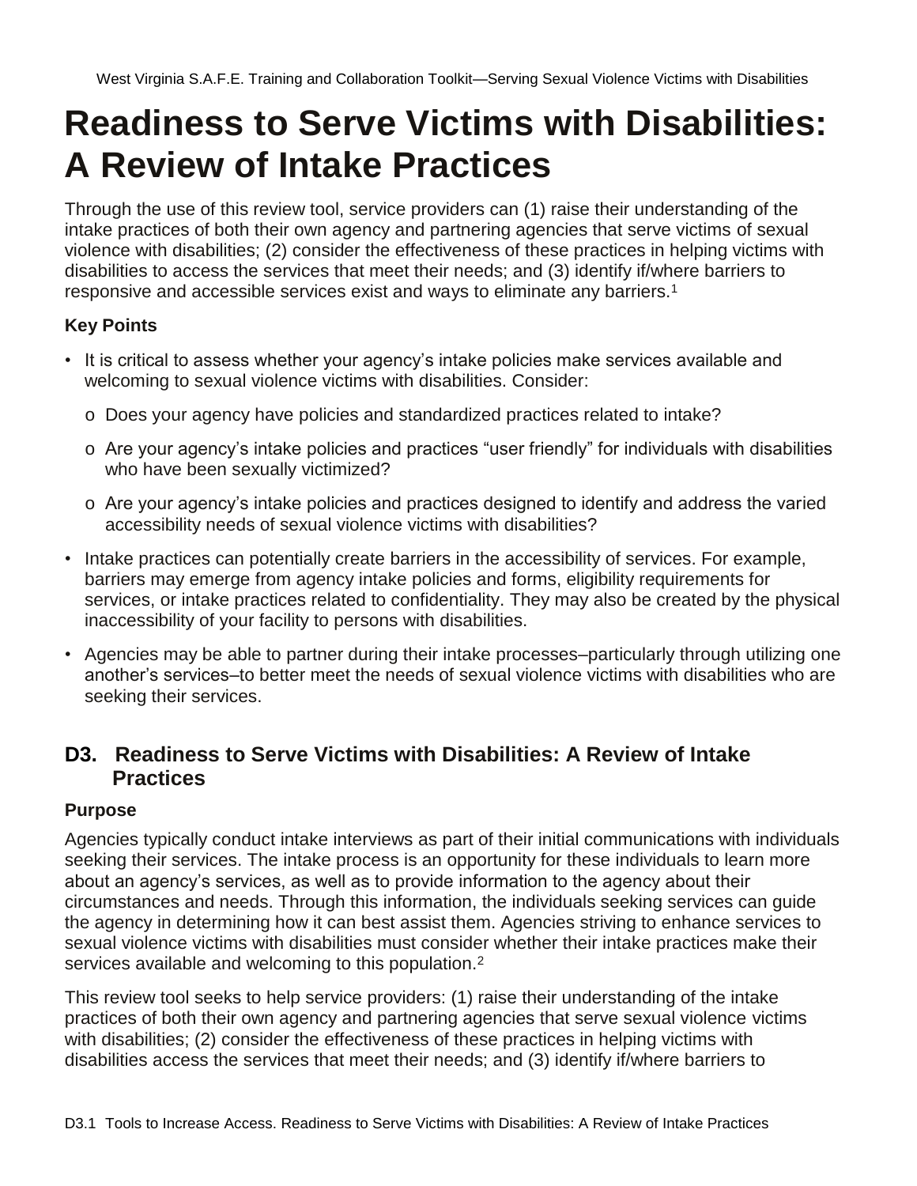# Readiness to Serve Victims with Disabilities: A Review of Intake Practices

Through the use of this review tool, service providers can (1) raise their understanding of the intake practices of both their own agency and partnering agencies that serve victims of sexual violence with disabilities; (2) consider the effectiveness of these practices in helping victims with disabilities to access the services that meet their needs; and (3) identify if/where barriers to responsive and accessible services exist and ways to eliminate any barriers.[1]

### Key Points

- It is critical to assess whether your agency's intake policies make services available and welcoming to sexual violence victims with disabilities. Consider:
  - Does your agency have policies and standardized practices related to intake?
  - Are your agency's intake policies and practices "user friendly" for individuals with disabilities who have been sexually victimized?
  - Are your agency's intake policies and practices designed to identify and address the varied accessibility needs of sexual violence victims with disabilities?
- Intake practices can potentially create barriers in the accessibility of services. For example, barriers may emerge from agency intake policies and forms, eligibility requirements for services, or intake practices related to confidentiality. They may also be created by the physical inaccessibility of your facility to persons with disabilities.
- Agencies may be able to partner during their intake processes–particularly through utilizing one another's services–to better meet the needs of sexual violence victims with disabilities who are seeking their services.

## D3. Readiness to Serve Victims with Disabilities: A Review of Intake Practices

### Purpose

Agencies typically conduct intake interviews as part of their initial communications with individuals seeking their services. The intake process is an opportunity for these individuals to learn more about an agency's services, as well as to provide information to the agency about their circumstances and needs. Through this information, the individuals seeking services can guide the agency in determining how it can best assist them. Agencies striving to enhance services to sexual violence victims with disabilities must consider whether their intake practices make their services available and welcoming to this population.[2]

This review tool seeks to help service providers: (1) raise their understanding of the intake practices of both their own agency and partnering agencies that serve sexual violence victims with disabilities; (2) consider the effectiveness of these practices in helping victims with disabilities access the services that meet their needs; and (3) identify if/where barriers to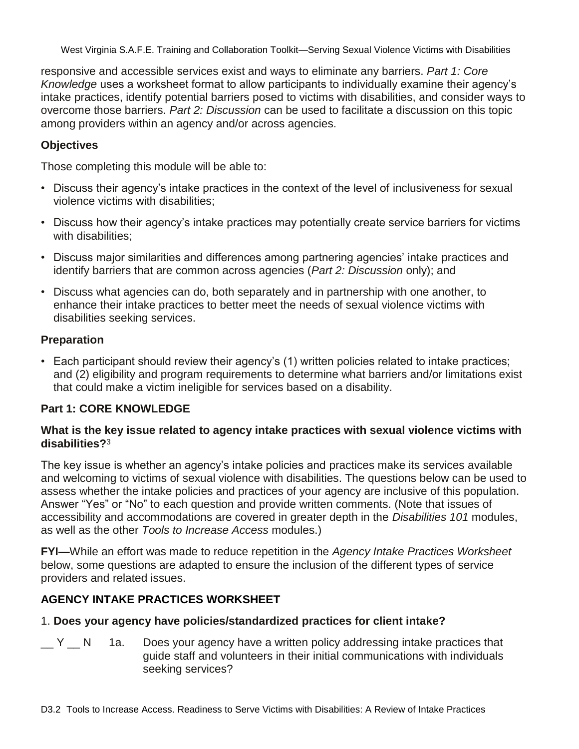responsive and accessible services exist and ways to eliminate any barriers. *Part 1: Core Knowledge* uses a worksheet format to allow participants to individually examine their agency's intake practices, identify potential barriers posed to victims with disabilities, and consider ways to overcome those barriers. *Part 2: Discussion* can be used to facilitate a discussion on this topic among providers within an agency and/or across agencies.

### Objectives

Those completing this module will be able to:

- Discuss their agency's intake practices in the context of the level of inclusiveness for sexual violence victims with disabilities;
- Discuss how their agency's intake practices may potentially create service barriers for victims with disabilities;
- Discuss major similarities and differences among partnering agencies' intake practices and identify barriers that are common across agencies (*Part 2: Discussion* only); and
- Discuss what agencies can do, both separately and in partnership with one another, to enhance their intake practices to better meet the needs of sexual violence victims with disabilities seeking services.

### Preparation

- Each participant should review their agency's (1) written policies related to intake practices; and (2) eligibility and program requirements to determine what barriers and/or limitations exist that could make a victim ineligible for services based on a disability.

### Part 1: CORE KNOWLEDGE

#### What is the key issue related to agency intake practices with sexual violence victims with disabilities?[3]

The key issue is whether an agency's intake policies and practices make its services available and welcoming to victims of sexual violence with disabilities. The questions below can be used to assess whether the intake policies and practices of your agency are inclusive of this population. Answer "Yes" or "No" to each question and provide written comments. (Note that issues of accessibility and accommodations are covered in greater depth in the *Disabilities 101* modules, as well as the other *Tools to Increase Access* modules.)

**FYI—**While an effort was made to reduce repetition in the *Agency Intake Practices Worksheet* below, some questions are adapted to ensure the inclusion of the different types of service providers and related issues.

### AGENCY INTAKE PRACTICES WORKSHEET

1. **Does your agency have policies/standardized practices for client intake?**

__ Y __ N 1a. Does your agency have a written policy addressing intake practices that guide staff and volunteers in their initial communications with individuals seeking services?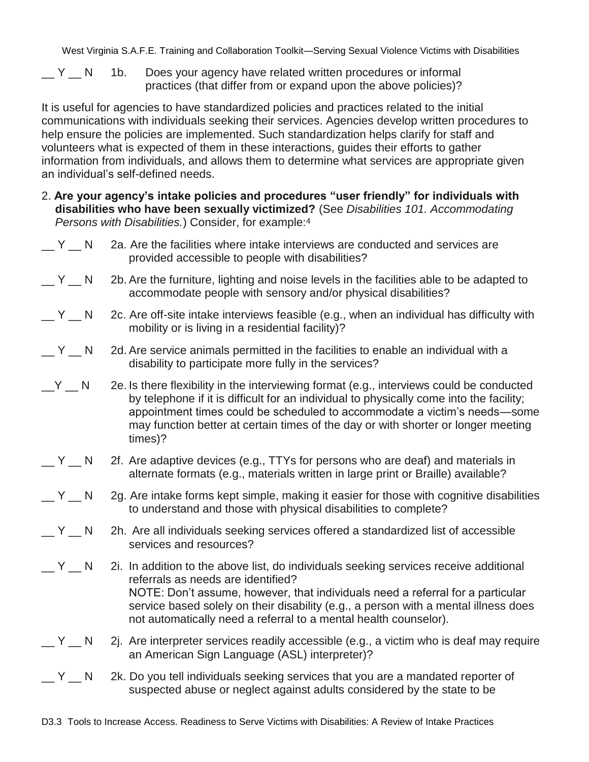__ Y __ N 1b. Does your agency have related written procedures or informal practices (that differ from or expand upon the above policies)?

It is useful for agencies to have standardized policies and practices related to the initial communications with individuals seeking their services. Agencies develop written procedures to help ensure the policies are implemented. Such standardization helps clarify for staff and volunteers what is expected of them in these interactions, guides their efforts to gather information from individuals, and allows them to determine what services are appropriate given an individual's self-defined needs.

2. **Are your agency's intake policies and procedures "user friendly" for individuals with disabilities who have been sexually victimized?** (See *Disabilities 101. Accommodating Persons with Disabilities.*) Consider, for example:[4]

__ Y __ N 2a. Are the facilities where intake interviews are conducted and services are provided accessible to people with disabilities?

__ Y __ N 2b. Are the furniture, lighting and noise levels in the facilities able to be adapted to accommodate people with sensory and/or physical disabilities?

__ Y __ N 2c. Are off-site intake interviews feasible (e.g., when an individual has difficulty with mobility or is living in a residential facility)?

__ Y __ N 2d. Are service animals permitted in the facilities to enable an individual with a disability to participate more fully in the services?

__ Y __ N 2e. Is there flexibility in the interviewing format (e.g., interviews could be conducted by telephone if it is difficult for an individual to physically come into the facility; appointment times could be scheduled to accommodate a victim's needs—some may function better at certain times of the day or with shorter or longer meeting times)?

__ Y __ N 2f. Are adaptive devices (e.g., TTYs for persons who are deaf) and materials in alternate formats (e.g., materials written in large print or Braille) available?

__ Y __ N 2g. Are intake forms kept simple, making it easier for those with cognitive disabilities to understand and those with physical disabilities to complete?

__ Y __ N 2h. Are all individuals seeking services offered a standardized list of accessible services and resources?

__ Y __ N 2i. In addition to the above list, do individuals seeking services receive additional referrals as needs are identified?
NOTE: Don't assume, however, that individuals need a referral for a particular service based solely on their disability (e.g., a person with a mental illness does not automatically need a referral to a mental health counselor).

__ Y __ N 2j. Are interpreter services readily accessible (e.g., a victim who is deaf may require an American Sign Language (ASL) interpreter)?

__ Y __ N 2k. Do you tell individuals seeking services that you are a mandated reporter of suspected abuse or neglect against adults considered by the state to be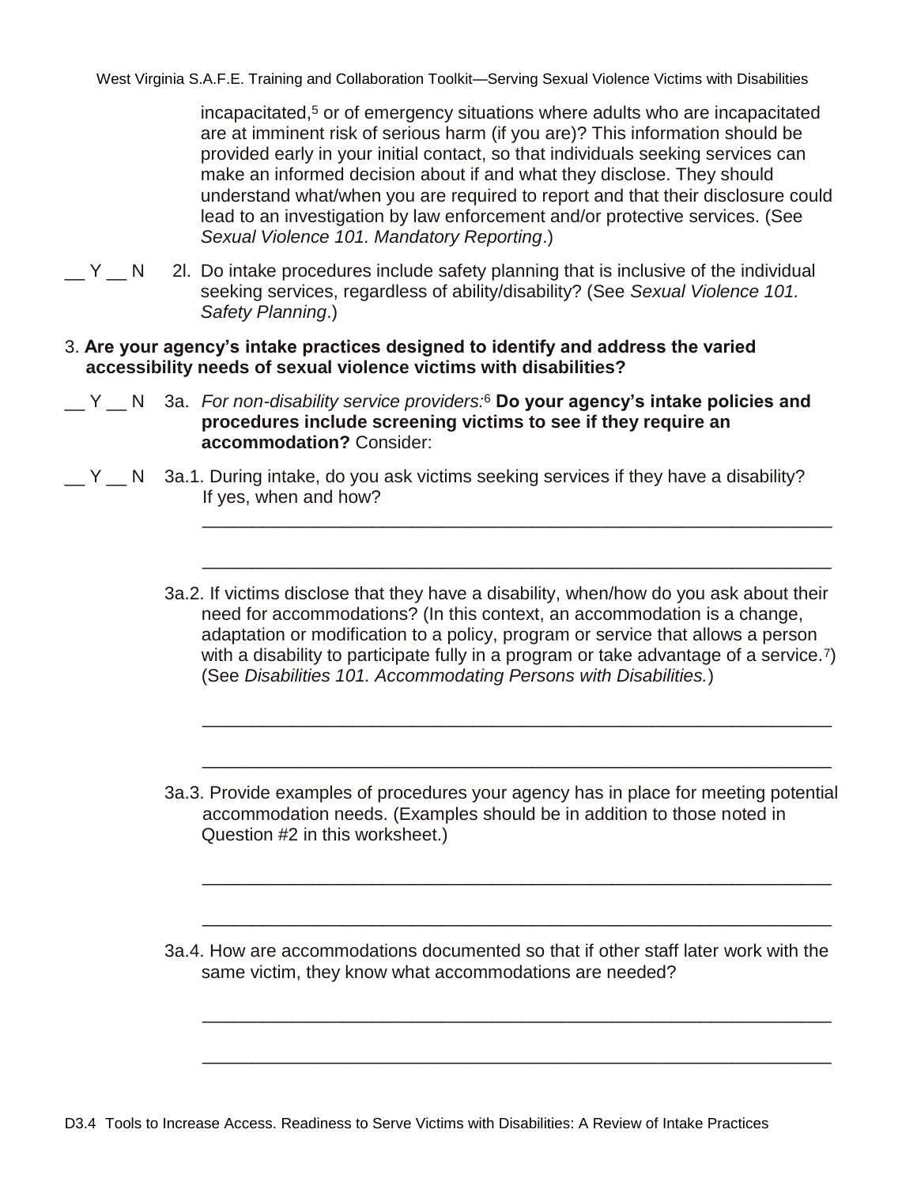incapacitated,[5] or of emergency situations where adults who are incapacitated are at imminent risk of serious harm (if you are)? This information should be provided early in your initial contact, so that individuals seeking services can make an informed decision about if and what they disclose. They should understand what/when you are required to report and that their disclosure could lead to an investigation by law enforcement and/or protective services. (See *Sexual Violence 101. Mandatory Reporting*.)

__ Y __ N 2l. Do intake procedures include safety planning that is inclusive of the individual seeking services, regardless of ability/disability? (See *Sexual Violence 101. Safety Planning*.)

3. **Are your agency's intake practices designed to identify and address the varied accessibility needs of sexual violence victims with disabilities?**

__ Y __ N 3a. *For non-disability service providers:*[6] **Do your agency's intake policies and procedures include screening victims to see if they require an accommodation?** Consider:

__ Y __ N 3a.1. During intake, do you ask victims seeking services if they have a disability? If yes, when and how?

______________________________________________________________

______________________________________________________________

3a.2. If victims disclose that they have a disability, when/how do you ask about their need for accommodations? (In this context, an accommodation is a change, adaptation or modification to a policy, program or service that allows a person with a disability to participate fully in a program or take advantage of a service.[7]) (See *Disabilities 101. Accommodating Persons with Disabilities.*)

______________________________________________________________

______________________________________________________________

3a.3. Provide examples of procedures your agency has in place for meeting potential accommodation needs. (Examples should be in addition to those noted in Question #2 in this worksheet.)

______________________________________________________________

______________________________________________________________

3a.4. How are accommodations documented so that if other staff later work with the same victim, they know what accommodations are needed?

______________________________________________________________

______________________________________________________________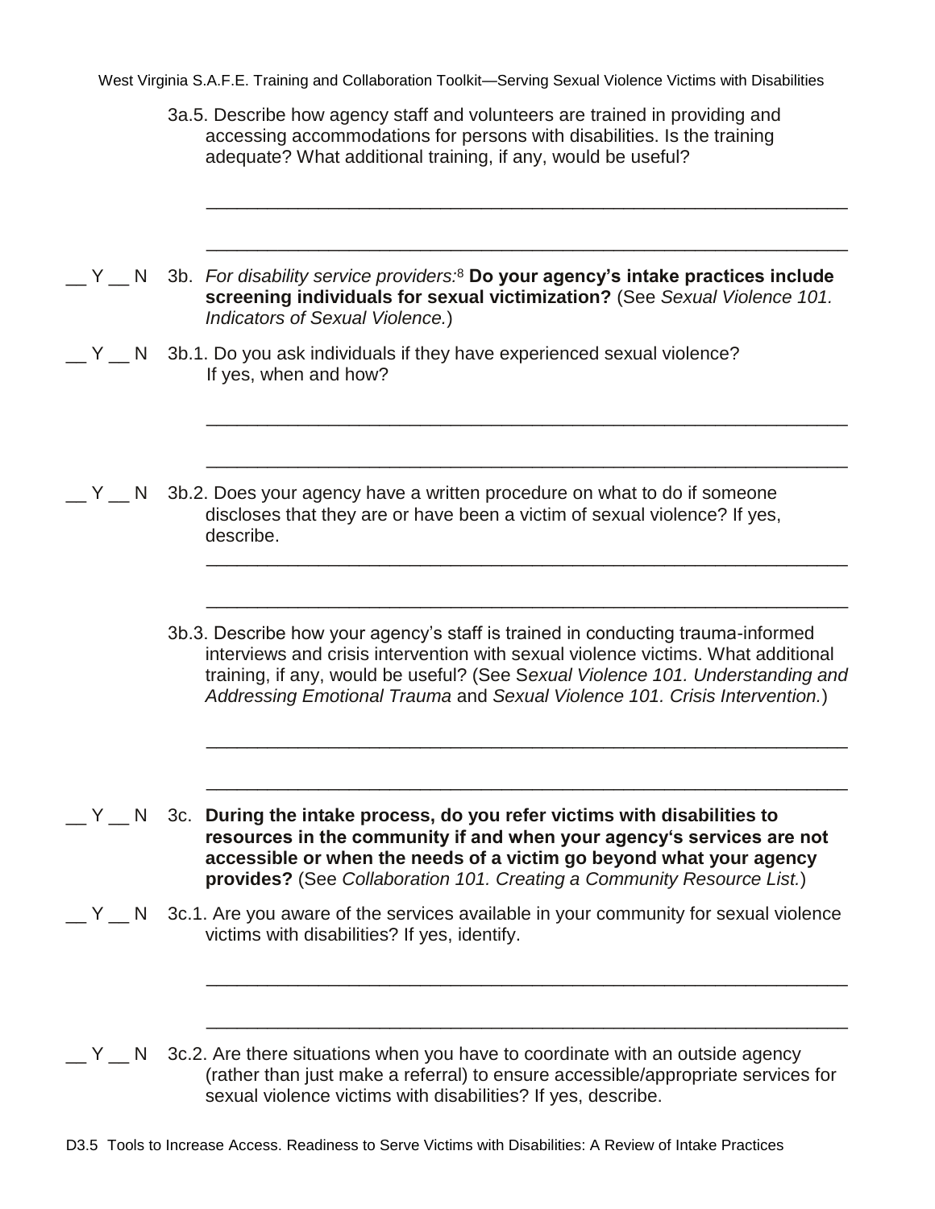3a.5. Describe how agency staff and volunteers are trained in providing and accessing accommodations for persons with disabilities. Is the training adequate? What additional training, if any, would be useful?

_______________________________________________________________

_______________________________________________________________

__ Y __ N 3b. *For disability service providers:*[8] **Do your agency's intake practices include screening individuals for sexual victimization?** (See *Sexual Violence 101. Indicators of Sexual Violence.*)

__ Y __ N 3b.1. Do you ask individuals if they have experienced sexual violence? If yes, when and how?

_______________________________________________________________

_______________________________________________________________

__ Y __ N 3b.2. Does your agency have a written procedure on what to do if someone discloses that they are or have been a victim of sexual violence? If yes, describe.

_______________________________________________________________

_______________________________________________________________

3b.3. Describe how your agency's staff is trained in conducting trauma-informed interviews and crisis intervention with sexual violence victims. What additional training, if any, would be useful? (See *Sexual Violence 101. Understanding and Addressing Emotional Trauma* and *Sexual Violence 101. Crisis Intervention.*)

_______________________________________________________________

_______________________________________________________________

__ Y __ N 3c. **During the intake process, do you refer victims with disabilities to resources in the community if and when your agency's services are not accessible or when the needs of a victim go beyond what your agency provides?** (See *Collaboration 101. Creating a Community Resource List.*)

__ Y __ N 3c.1. Are you aware of the services available in your community for sexual violence victims with disabilities? If yes, identify.

_______________________________________________________________

_______________________________________________________________

__ Y __ N 3c.2. Are there situations when you have to coordinate with an outside agency (rather than just make a referral) to ensure accessible/appropriate services for sexual violence victims with disabilities? If yes, describe.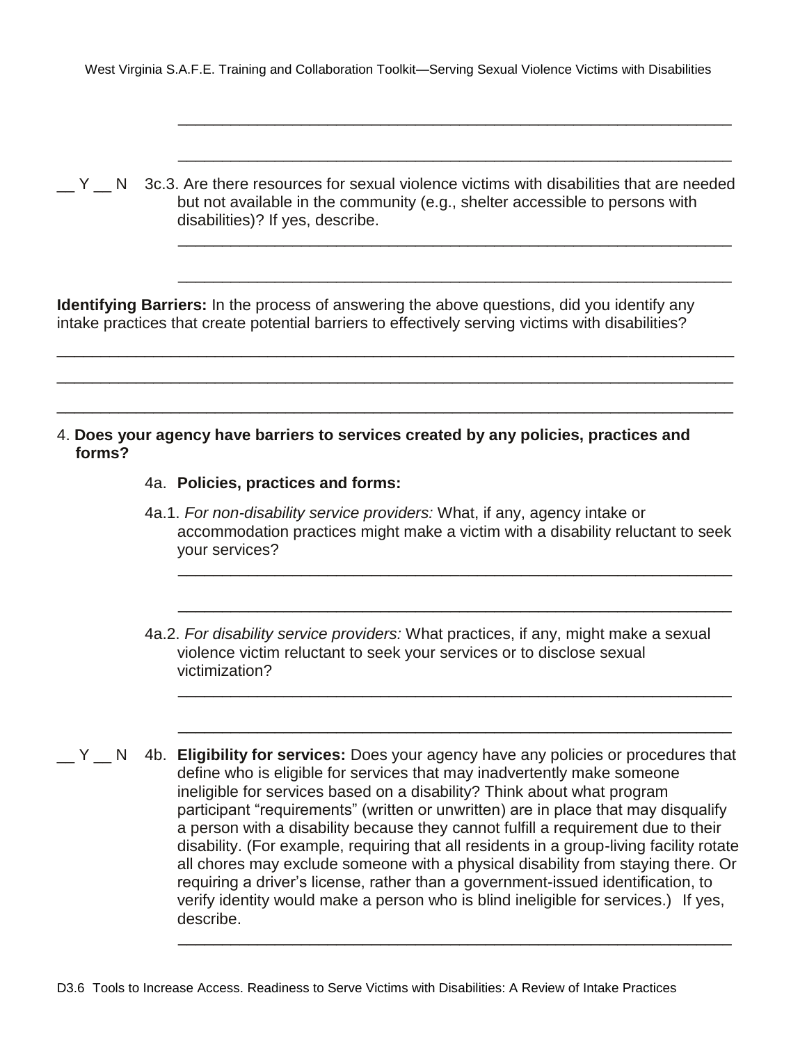\_\_\_\_\_\_\_\_\_\_\_\_\_\_\_\_\_\_\_\_\_\_\_\_\_\_\_\_\_\_\_\_\_\_\_\_\_\_\_\_\_\_\_\_\_\_\_\_\_\_\_\_\_\_\_\_\_\_\_\_\_\_\_\_

\_\_\_\_\_\_\_\_\_\_\_\_\_\_\_\_\_\_\_\_\_\_\_\_\_\_\_\_\_\_\_\_\_\_\_\_\_\_\_\_\_\_\_\_\_\_\_\_\_\_\_\_\_\_\_\_\_\_\_\_\_\_\_\_

__ Y __ N 3c.3. Are there resources for sexual violence victims with disabilities that are needed but not available in the community (e.g., shelter accessible to persons with disabilities)? If yes, describe.

\_\_\_\_\_\_\_\_\_\_\_\_\_\_\_\_\_\_\_\_\_\_\_\_\_\_\_\_\_\_\_\_\_\_\_\_\_\_\_\_\_\_\_\_\_\_\_\_\_\_\_\_\_\_\_\_\_\_\_\_\_\_\_\_

\_\_\_\_\_\_\_\_\_\_\_\_\_\_\_\_\_\_\_\_\_\_\_\_\_\_\_\_\_\_\_\_\_\_\_\_\_\_\_\_\_\_\_\_\_\_\_\_\_\_\_\_\_\_\_\_\_\_\_\_\_\_\_\_

**Identifying Barriers:** In the process of answering the above questions, did you identify any intake practices that create potential barriers to effectively serving victims with disabilities?

\_\_\_\_\_\_\_\_\_\_\_\_\_\_\_\_\_\_\_\_\_\_\_\_\_\_\_\_\_\_\_\_\_\_\_\_\_\_\_\_\_\_\_\_\_\_\_\_\_\_\_\_\_\_\_\_\_\_\_\_\_\_\_\_\_\_\_\_\_\_\_\_\_\_

\_\_\_\_\_\_\_\_\_\_\_\_\_\_\_\_\_\_\_\_\_\_\_\_\_\_\_\_\_\_\_\_\_\_\_\_\_\_\_\_\_\_\_\_\_\_\_\_\_\_\_\_\_\_\_\_\_\_\_\_\_\_\_\_\_\_\_\_\_\_\_\_\_\_

\_\_\_\_\_\_\_\_\_\_\_\_\_\_\_\_\_\_\_\_\_\_\_\_\_\_\_\_\_\_\_\_\_\_\_\_\_\_\_\_\_\_\_\_\_\_\_\_\_\_\_\_\_\_\_\_\_\_\_\_\_\_\_\_\_\_\_\_\_\_\_\_\_\_

4. **Does your agency have barriers to services created by any policies, practices and forms?**

4a. **Policies, practices and forms:**

4a.1. *For non-disability service providers:* What, if any, agency intake or accommodation practices might make a victim with a disability reluctant to seek your services?

\_\_\_\_\_\_\_\_\_\_\_\_\_\_\_\_\_\_\_\_\_\_\_\_\_\_\_\_\_\_\_\_\_\_\_\_\_\_\_\_\_\_\_\_\_\_\_\_\_\_\_\_\_\_\_\_\_\_\_\_\_\_\_\_

\_\_\_\_\_\_\_\_\_\_\_\_\_\_\_\_\_\_\_\_\_\_\_\_\_\_\_\_\_\_\_\_\_\_\_\_\_\_\_\_\_\_\_\_\_\_\_\_\_\_\_\_\_\_\_\_\_\_\_\_\_\_\_\_

4a.2. *For disability service providers:* What practices, if any, might make a sexual violence victim reluctant to seek your services or to disclose sexual victimization?

\_\_\_\_\_\_\_\_\_\_\_\_\_\_\_\_\_\_\_\_\_\_\_\_\_\_\_\_\_\_\_\_\_\_\_\_\_\_\_\_\_\_\_\_\_\_\_\_\_\_\_\_\_\_\_\_\_\_\_\_\_\_\_\_

\_\_\_\_\_\_\_\_\_\_\_\_\_\_\_\_\_\_\_\_\_\_\_\_\_\_\_\_\_\_\_\_\_\_\_\_\_\_\_\_\_\_\_\_\_\_\_\_\_\_\_\_\_\_\_\_\_\_\_\_\_\_\_\_

__ Y __ N 4b. **Eligibility for services:** Does your agency have any policies or procedures that define who is eligible for services that may inadvertently make someone ineligible for services based on a disability? Think about what program participant "requirements" (written or unwritten) are in place that may disqualify a person with a disability because they cannot fulfill a requirement due to their disability. (For example, requiring that all residents in a group-living facility rotate all chores may exclude someone with a physical disability from staying there. Or requiring a driver's license, rather than a government-issued identification, to verify identity would make a person who is blind ineligible for services.) If yes, describe.

\_\_\_\_\_\_\_\_\_\_\_\_\_\_\_\_\_\_\_\_\_\_\_\_\_\_\_\_\_\_\_\_\_\_\_\_\_\_\_\_\_\_\_\_\_\_\_\_\_\_\_\_\_\_\_\_\_\_\_\_\_\_\_\_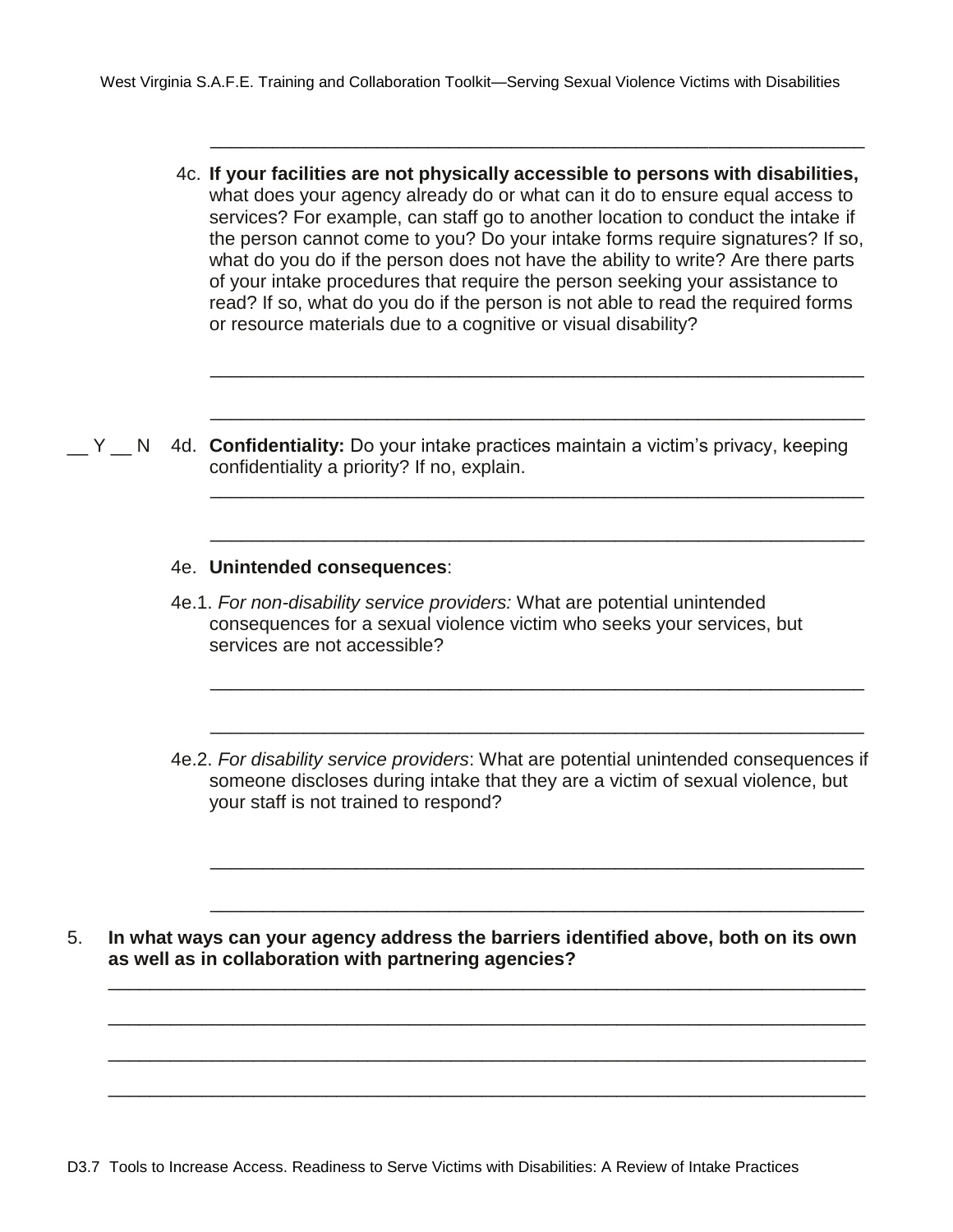\_\_\_\_\_\_\_\_\_\_\_\_\_\_\_\_\_\_\_\_\_\_\_\_\_\_\_\_\_\_\_\_\_\_\_\_\_\_\_\_\_\_\_\_\_\_\_\_\_\_\_\_\_\_\_\_\_\_\_\_

4c. **If your facilities are not physically accessible to persons with disabilities,** what does your agency already do or what can it do to ensure equal access to services? For example, can staff go to another location to conduct the intake if the person cannot come to you? Do your intake forms require signatures? If so, what do you do if the person does not have the ability to write? Are there parts of your intake procedures that require the person seeking your assistance to read? If so, what do you do if the person is not able to read the required forms or resource materials due to a cognitive or visual disability?

\_\_\_\_\_\_\_\_\_\_\_\_\_\_\_\_\_\_\_\_\_\_\_\_\_\_\_\_\_\_\_\_\_\_\_\_\_\_\_\_\_\_\_\_\_\_\_\_\_\_\_\_\_\_\_\_\_\_\_\_

\_\_\_\_\_\_\_\_\_\_\_\_\_\_\_\_\_\_\_\_\_\_\_\_\_\_\_\_\_\_\_\_\_\_\_\_\_\_\_\_\_\_\_\_\_\_\_\_\_\_\_\_\_\_\_\_\_\_\_\_

\_\_ Y \_\_ N 4d. **Confidentiality:** Do your intake practices maintain a victim's privacy, keeping confidentiality a priority? If no, explain.

\_\_\_\_\_\_\_\_\_\_\_\_\_\_\_\_\_\_\_\_\_\_\_\_\_\_\_\_\_\_\_\_\_\_\_\_\_\_\_\_\_\_\_\_\_\_\_\_\_\_\_\_\_\_\_\_\_\_\_\_

\_\_\_\_\_\_\_\_\_\_\_\_\_\_\_\_\_\_\_\_\_\_\_\_\_\_\_\_\_\_\_\_\_\_\_\_\_\_\_\_\_\_\_\_\_\_\_\_\_\_\_\_\_\_\_\_\_\_\_\_

4e. **Unintended consequences**:

4e.1. *For non-disability service providers:* What are potential unintended consequences for a sexual violence victim who seeks your services, but services are not accessible?

\_\_\_\_\_\_\_\_\_\_\_\_\_\_\_\_\_\_\_\_\_\_\_\_\_\_\_\_\_\_\_\_\_\_\_\_\_\_\_\_\_\_\_\_\_\_\_\_\_\_\_\_\_\_\_\_\_\_\_\_

\_\_\_\_\_\_\_\_\_\_\_\_\_\_\_\_\_\_\_\_\_\_\_\_\_\_\_\_\_\_\_\_\_\_\_\_\_\_\_\_\_\_\_\_\_\_\_\_\_\_\_\_\_\_\_\_\_\_\_\_

4e.2. *For disability service providers*: What are potential unintended consequences if someone discloses during intake that they are a victim of sexual violence, but your staff is not trained to respond?

\_\_\_\_\_\_\_\_\_\_\_\_\_\_\_\_\_\_\_\_\_\_\_\_\_\_\_\_\_\_\_\_\_\_\_\_\_\_\_\_\_\_\_\_\_\_\_\_\_\_\_\_\_\_\_\_\_\_\_\_

\_\_\_\_\_\_\_\_\_\_\_\_\_\_\_\_\_\_\_\_\_\_\_\_\_\_\_\_\_\_\_\_\_\_\_\_\_\_\_\_\_\_\_\_\_\_\_\_\_\_\_\_\_\_\_\_\_\_\_\_

5. **In what ways can your agency address the barriers identified above, both on its own as well as in collaboration with partnering agencies?**

\_\_\_\_\_\_\_\_\_\_\_\_\_\_\_\_\_\_\_\_\_\_\_\_\_\_\_\_\_\_\_\_\_\_\_\_\_\_\_\_\_\_\_\_\_\_\_\_\_\_\_\_\_\_\_\_\_\_\_\_\_\_\_\_\_\_\_\_\_\_

\_\_\_\_\_\_\_\_\_\_\_\_\_\_\_\_\_\_\_\_\_\_\_\_\_\_\_\_\_\_\_\_\_\_\_\_\_\_\_\_\_\_\_\_\_\_\_\_\_\_\_\_\_\_\_\_\_\_\_\_\_\_\_\_\_\_\_\_\_\_

\_\_\_\_\_\_\_\_\_\_\_\_\_\_\_\_\_\_\_\_\_\_\_\_\_\_\_\_\_\_\_\_\_\_\_\_\_\_\_\_\_\_\_\_\_\_\_\_\_\_\_\_\_\_\_\_\_\_\_\_\_\_\_\_\_\_\_\_\_\_

\_\_\_\_\_\_\_\_\_\_\_\_\_\_\_\_\_\_\_\_\_\_\_\_\_\_\_\_\_\_\_\_\_\_\_\_\_\_\_\_\_\_\_\_\_\_\_\_\_\_\_\_\_\_\_\_\_\_\_\_\_\_\_\_\_\_\_\_\_\_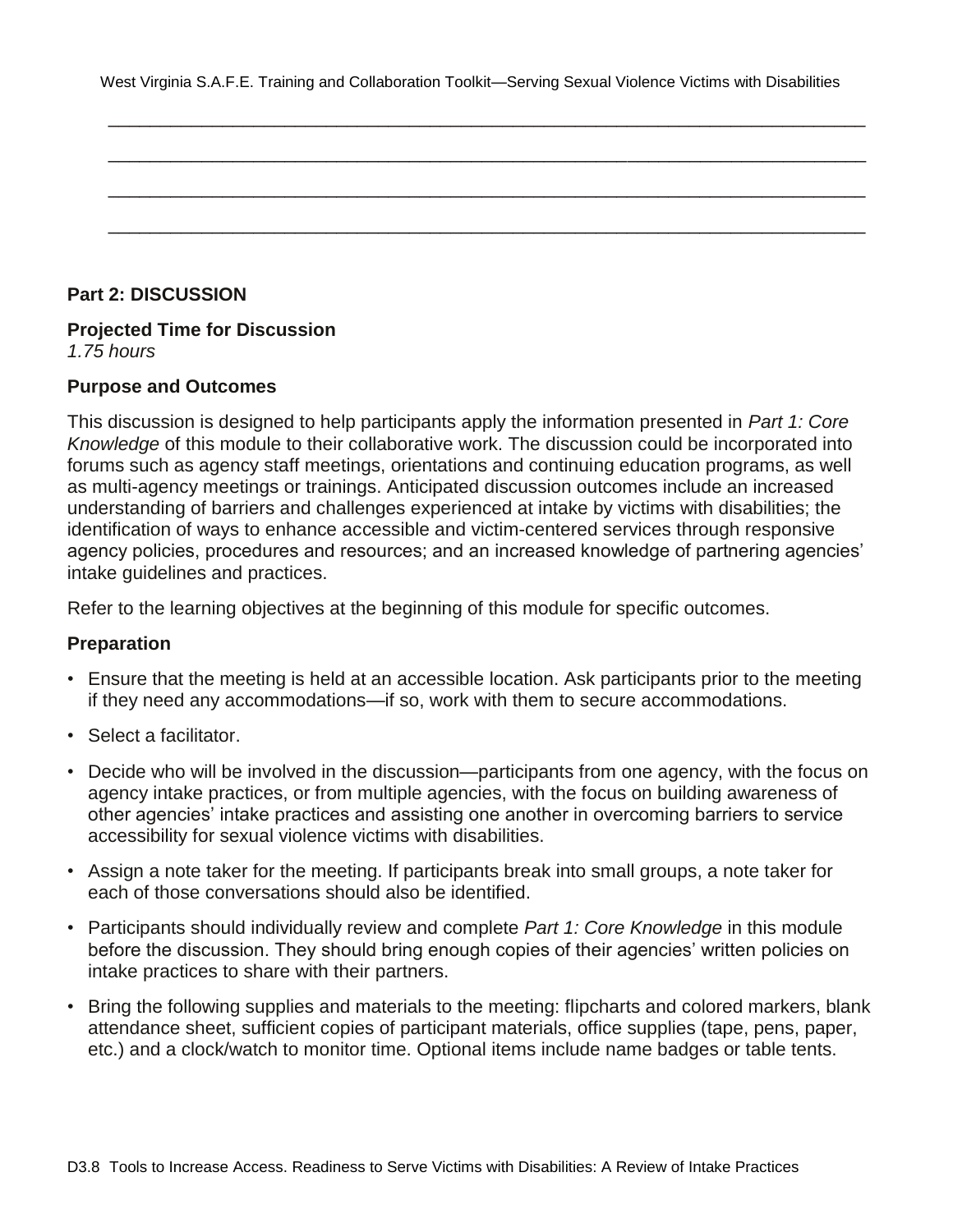_______________________________________________________________________________

_______________________________________________________________________________

_______________________________________________________________________________

_______________________________________________________________________________

## Part 2: DISCUSSION

### Projected Time for Discussion

*1.75 hours*

### Purpose and Outcomes

This discussion is designed to help participants apply the information presented in *Part 1: Core Knowledge* of this module to their collaborative work. The discussion could be incorporated into forums such as agency staff meetings, orientations and continuing education programs, as well as multi-agency meetings or trainings. Anticipated discussion outcomes include an increased understanding of barriers and challenges experienced at intake by victims with disabilities; the identification of ways to enhance accessible and victim-centered services through responsive agency policies, procedures and resources; and an increased knowledge of partnering agencies' intake guidelines and practices.

Refer to the learning objectives at the beginning of this module for specific outcomes.

### Preparation

- Ensure that the meeting is held at an accessible location. Ask participants prior to the meeting if they need any accommodations—if so, work with them to secure accommodations.
- Select a facilitator.
- Decide who will be involved in the discussion—participants from one agency, with the focus on agency intake practices, or from multiple agencies, with the focus on building awareness of other agencies' intake practices and assisting one another in overcoming barriers to service accessibility for sexual violence victims with disabilities.
- Assign a note taker for the meeting. If participants break into small groups, a note taker for each of those conversations should also be identified.
- Participants should individually review and complete *Part 1: Core Knowledge* in this module before the discussion. They should bring enough copies of their agencies' written policies on intake practices to share with their partners.
- Bring the following supplies and materials to the meeting: flipcharts and colored markers, blank attendance sheet, sufficient copies of participant materials, office supplies (tape, pens, paper, etc.) and a clock/watch to monitor time. Optional items include name badges or table tents.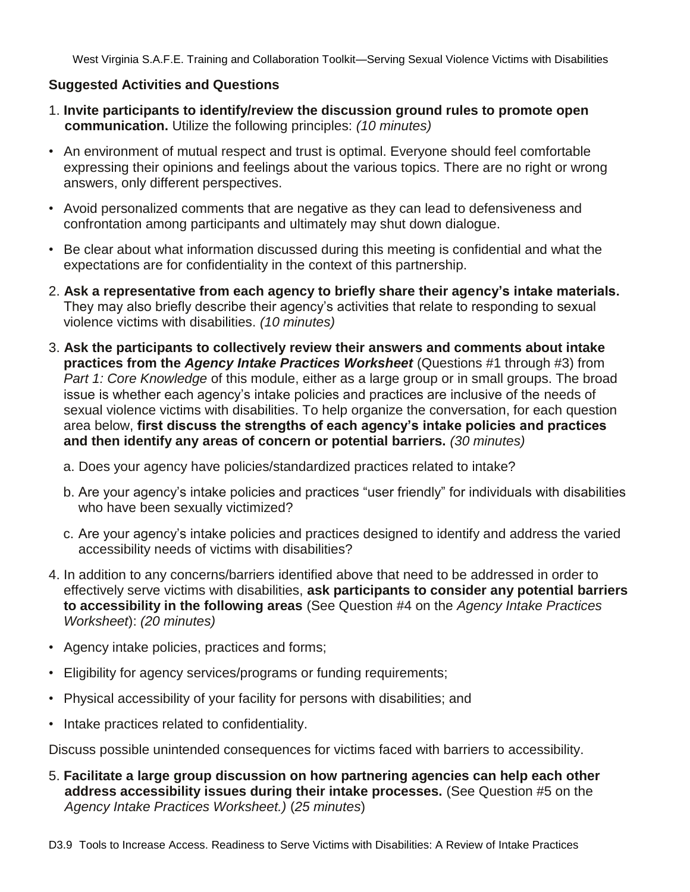### Suggested Activities and Questions

1. **Invite participants to identify/review the discussion ground rules to promote open communication.** Utilize the following principles: *(10 minutes)*

- An environment of mutual respect and trust is optimal. Everyone should feel comfortable expressing their opinions and feelings about the various topics. There are no right or wrong answers, only different perspectives.
- Avoid personalized comments that are negative as they can lead to defensiveness and confrontation among participants and ultimately may shut down dialogue.
- Be clear about what information discussed during this meeting is confidential and what the expectations are for confidentiality in the context of this partnership.

2. **Ask a representative from each agency to briefly share their agency's intake materials.** They may also briefly describe their agency's activities that relate to responding to sexual violence victims with disabilities. *(10 minutes)*

3. **Ask the participants to collectively review their answers and comments about intake practices from the *Agency Intake Practices Worksheet*** (Questions #1 through #3) from *Part 1: Core Knowledge* of this module, either as a large group or in small groups. The broad issue is whether each agency's intake policies and practices are inclusive of the needs of sexual violence victims with disabilities. To help organize the conversation, for each question area below, **first discuss the strengths of each agency's intake policies and practices and then identify any areas of concern or potential barriers.** *(30 minutes)*

   a. Does your agency have policies/standardized practices related to intake?

   b. Are your agency's intake policies and practices "user friendly" for individuals with disabilities who have been sexually victimized?

   c. Are your agency's intake policies and practices designed to identify and address the varied accessibility needs of victims with disabilities?

4. In addition to any concerns/barriers identified above that need to be addressed in order to effectively serve victims with disabilities, **ask participants to consider any potential barriers to accessibility in the following areas** (See Question #4 on the *Agency Intake Practices Worksheet*): *(20 minutes)*

- Agency intake policies, practices and forms;
- Eligibility for agency services/programs or funding requirements;
- Physical accessibility of your facility for persons with disabilities; and
- Intake practices related to confidentiality.

Discuss possible unintended consequences for victims faced with barriers to accessibility.

5. **Facilitate a large group discussion on how partnering agencies can help each other address accessibility issues during their intake processes.** (See Question #5 on the *Agency Intake Practices Worksheet.)* (*25 minutes*)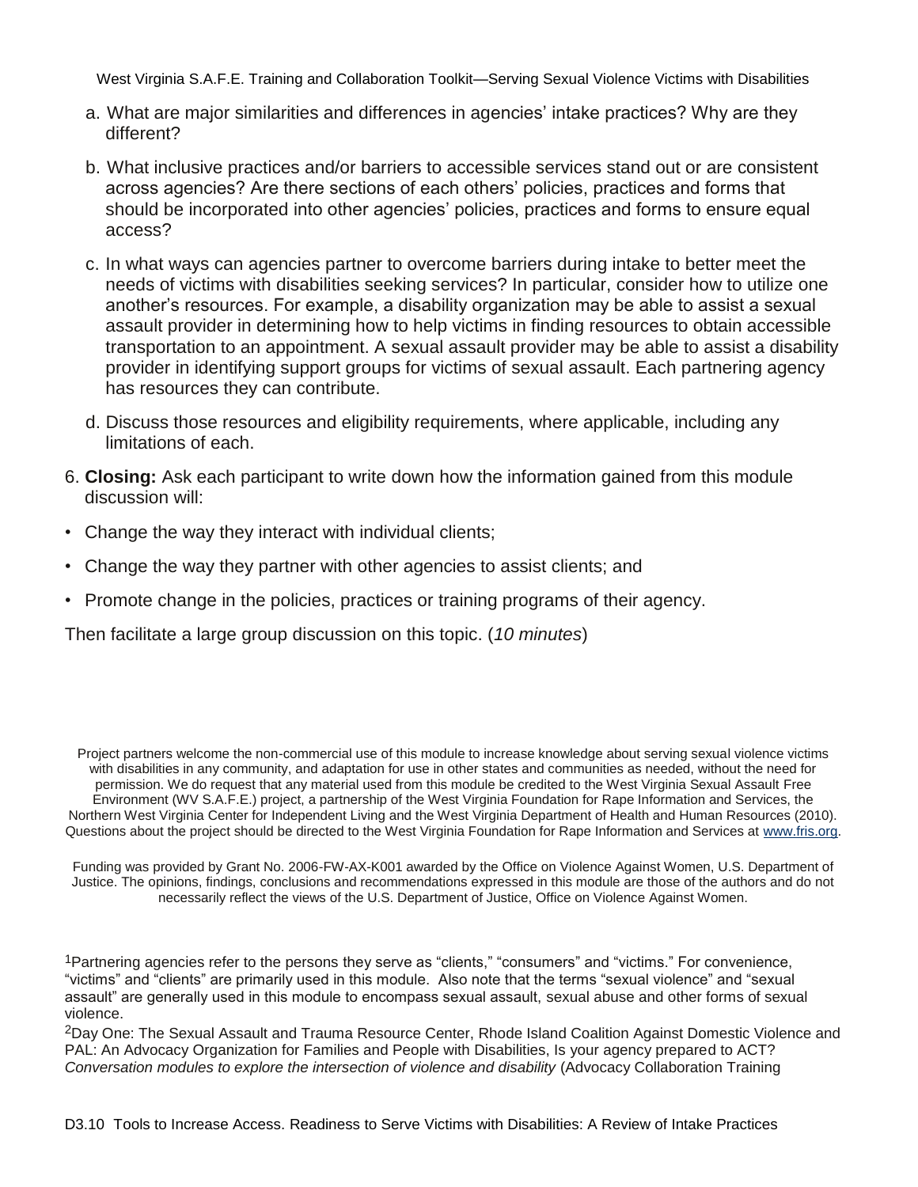a. What are major similarities and differences in agencies' intake practices? Why are they different?

b. What inclusive practices and/or barriers to accessible services stand out or are consistent across agencies? Are there sections of each others' policies, practices and forms that should be incorporated into other agencies' policies, practices and forms to ensure equal access?

c. In what ways can agencies partner to overcome barriers during intake to better meet the needs of victims with disabilities seeking services? In particular, consider how to utilize one another's resources. For example, a disability organization may be able to assist a sexual assault provider in determining how to help victims in finding resources to obtain accessible transportation to an appointment. A sexual assault provider may be able to assist a disability provider in identifying support groups for victims of sexual assault. Each partnering agency has resources they can contribute.

d. Discuss those resources and eligibility requirements, where applicable, including any limitations of each.

6. **Closing:** Ask each participant to write down how the information gained from this module discussion will:

- Change the way they interact with individual clients;
- Change the way they partner with other agencies to assist clients; and
- Promote change in the policies, practices or training programs of their agency.

Then facilitate a large group discussion on this topic. (*10 minutes*)

Project partners welcome the non-commercial use of this module to increase knowledge about serving sexual violence victims with disabilities in any community, and adaptation for use in other states and communities as needed, without the need for permission. We do request that any material used from this module be credited to the West Virginia Sexual Assault Free Environment (WV S.A.F.E.) project, a partnership of the West Virginia Foundation for Rape Information and Services, the Northern West Virginia Center for Independent Living and the West Virginia Department of Health and Human Resources (2010). Questions about the project should be directed to the West Virginia Foundation for Rape Information and Services at www.fris.org.

Funding was provided by Grant No. 2006-FW-AX-K001 awarded by the Office on Violence Against Women, U.S. Department of Justice. The opinions, findings, conclusions and recommendations expressed in this module are those of the authors and do not necessarily reflect the views of the U.S. Department of Justice, Office on Violence Against Women.

[1]Partnering agencies refer to the persons they serve as "clients," "consumers" and "victims." For convenience, "victims" and "clients" are primarily used in this module. Also note that the terms "sexual violence" and "sexual assault" are generally used in this module to encompass sexual assault, sexual abuse and other forms of sexual violence.

[2]Day One: The Sexual Assault and Trauma Resource Center, Rhode Island Coalition Against Domestic Violence and PAL: An Advocacy Organization for Families and People with Disabilities, Is your agency prepared to ACT? *Conversation modules to explore the intersection of violence and disability* (Advocacy Collaboration Training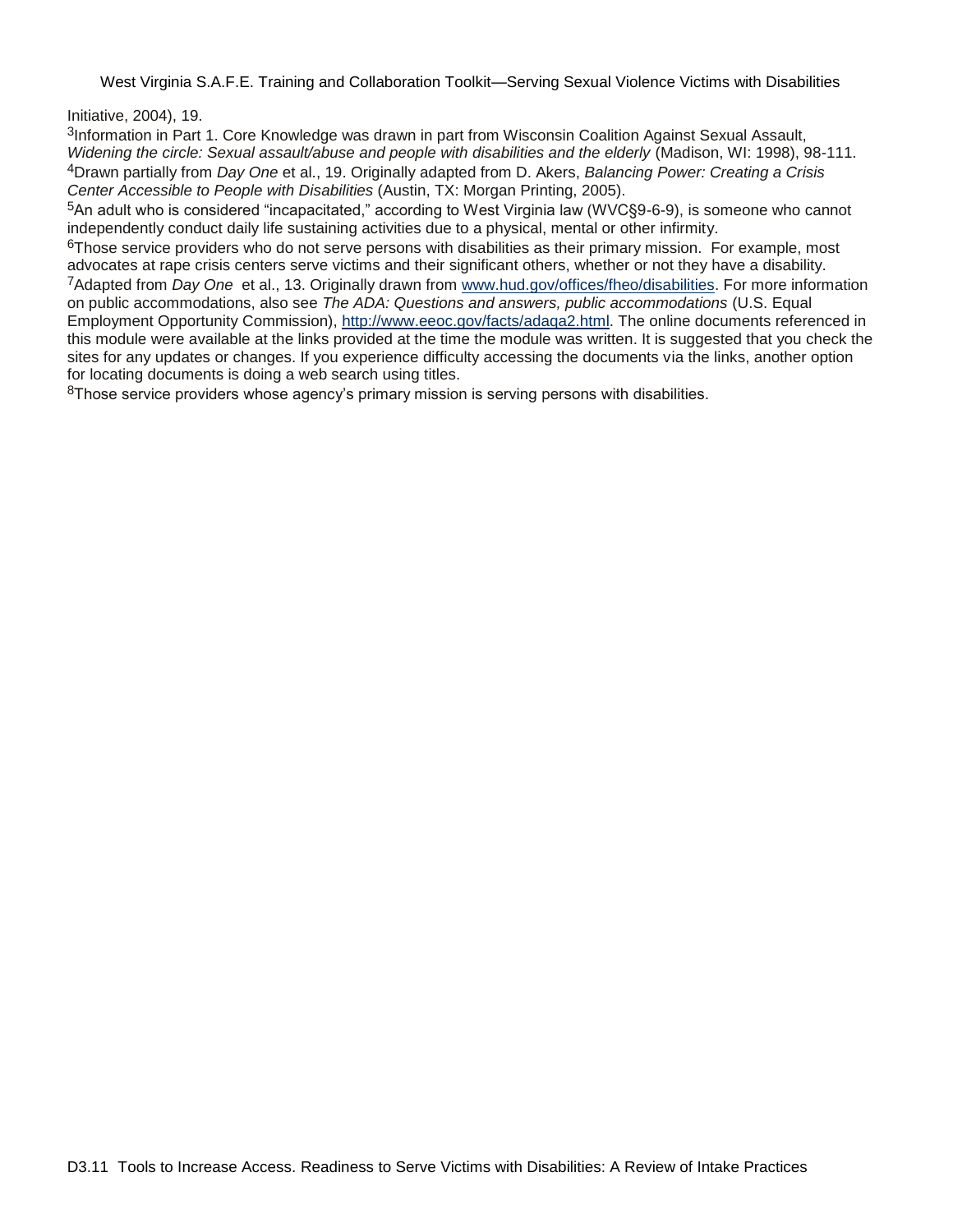Initiative, 2004), 19.

[3]Information in Part 1. Core Knowledge was drawn in part from Wisconsin Coalition Against Sexual Assault, *Widening the circle: Sexual assault/abuse and people with disabilities and the elderly* (Madison, WI: 1998), 98-111.

[4]Drawn partially from *Day One* et al., 19. Originally adapted from D. Akers, *Balancing Power: Creating a Crisis Center Accessible to People with Disabilities* (Austin, TX: Morgan Printing, 2005).

[5]An adult who is considered "incapacitated," according to West Virginia law (WVC§9-6-9), is someone who cannot independently conduct daily life sustaining activities due to a physical, mental or other infirmity.

[6]Those service providers who do not serve persons with disabilities as their primary mission. For example, most advocates at rape crisis centers serve victims and their significant others, whether or not they have a disability.

[7]Adapted from *Day One* et al., 13. Originally drawn from www.hud.gov/offices/fheo/disabilities. For more information on public accommodations, also see *The ADA: Questions and answers, public accommodations* (U.S. Equal Employment Opportunity Commission), http://www.eeoc.gov/facts/adaqa2.html. The online documents referenced in this module were available at the links provided at the time the module was written. It is suggested that you check the sites for any updates or changes. If you experience difficulty accessing the documents via the links, another option for locating documents is doing a web search using titles.

[8]Those service providers whose agency's primary mission is serving persons with disabilities.